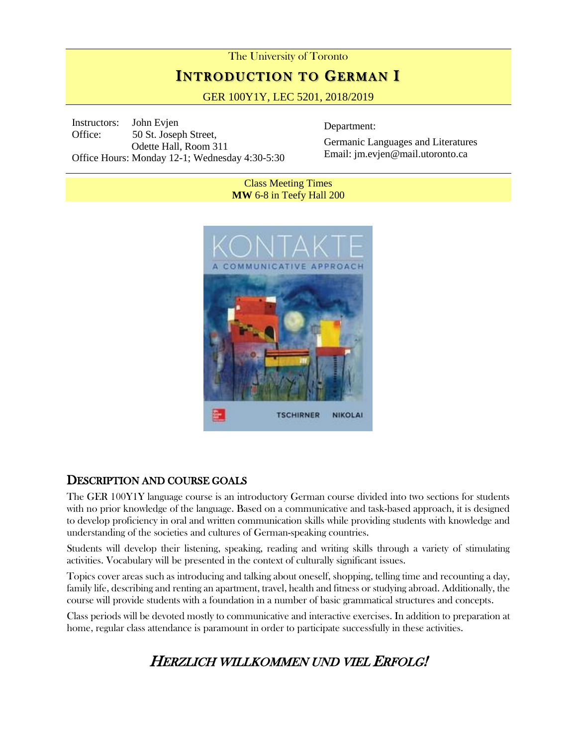The University of Toronto

# INTRODUCTION TO GERMAN I

GER 100Y1Y, LEC 5201, 2018/2019

Instructors: John Evjen
Office: 50 St. Joseph Street, Odette Hall, Room 311
Office Hours: Monday 12-1; Wednesday 4:30-5:30

Department:
Germanic Languages and Literatures
Email: jm.evjen@mail.utoronto.ca

Class Meeting Times
**MW** 6-8 in Teefy Hall 200

## DESCRIPTION AND COURSE GOALS

The GER 100Y1Y language course is an introductory German course divided into two sections for students with no prior knowledge of the language. Based on a communicative and task-based approach, it is designed to develop proficiency in oral and written communication skills while providing students with knowledge and understanding of the societies and cultures of German-speaking countries.

Students will develop their listening, speaking, reading and writing skills through a variety of stimulating activities. Vocabulary will be presented in the context of culturally significant issues.

Topics cover areas such as introducing and talking about oneself, shopping, telling time and recounting a day, family life, describing and renting an apartment, travel, health and fitness or studying abroad. Additionally, the course will provide students with a foundation in a number of basic grammatical structures and concepts.

Class periods will be devoted mostly to communicative and interactive exercises. In addition to preparation at home, regular class attendance is paramount in order to participate successfully in these activities.

## *HERZLICH WILLKOMMEN UND VIEL ERFOLG!*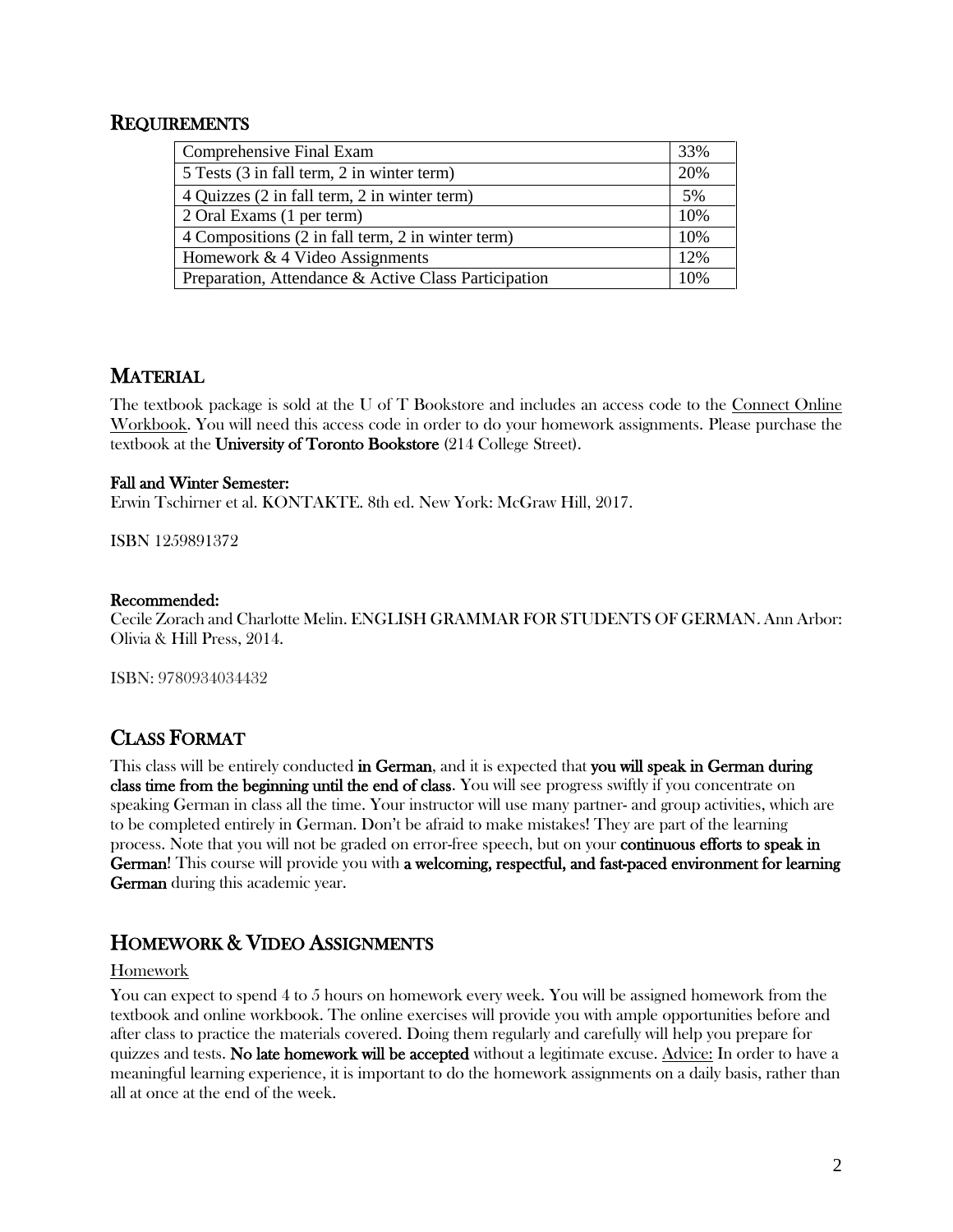## Requirements

| Comprehensive Final Exam | 33% |
|---|---|
| 5 Tests (3 in fall term, 2 in winter term) | 20% |
| 4 Quizzes (2 in fall term, 2 in winter term) | 5% |
| 2 Oral Exams (1 per term) | 10% |
| 4 Compositions (2 in fall term, 2 in winter term) | 10% |
| Homework & 4 Video Assignments | 12% |
| Preparation, Attendance & Active Class Participation | 10% |

## Material

The textbook package is sold at the U of T Bookstore and includes an access code to the Connect Online Workbook. You will need this access code in order to do your homework assignments. Please purchase the textbook at the **University of Toronto Bookstore** (214 College Street).

**Fall and Winter Semester:**

Erwin Tschirner et al. KONTAKTE. 8th ed. New York: McGraw Hill, 2017.

ISBN 1259891372

**Recommended:**

Cecile Zorach and Charlotte Melin. ENGLISH GRAMMAR FOR STUDENTS OF GERMAN. Ann Arbor: Olivia & Hill Press, 2014.

ISBN: 9780934034432

## Class Format

This class will be entirely conducted **in German**, and it is expected that **you will speak in German during class time from the beginning until the end of class**. You will see progress swiftly if you concentrate on speaking German in class all the time. Your instructor will use many partner- and group activities, which are to be completed entirely in German. Don't be afraid to make mistakes! They are part of the learning process. Note that you will not be graded on error-free speech, but on your **continuous efforts to speak in German**! This course will provide you with **a welcoming, respectful, and fast-paced environment for learning German** during this academic year.

## Homework & Video Assignments

Homework

You can expect to spend 4 to 5 hours on homework every week. You will be assigned homework from the textbook and online workbook. The online exercises will provide you with ample opportunities before and after class to practice the materials covered. Doing them regularly and carefully will help you prepare for quizzes and tests. **No late homework will be accepted** without a legitimate excuse. Advice: In order to have a meaningful learning experience, it is important to do the homework assignments on a daily basis, rather than all at once at the end of the week.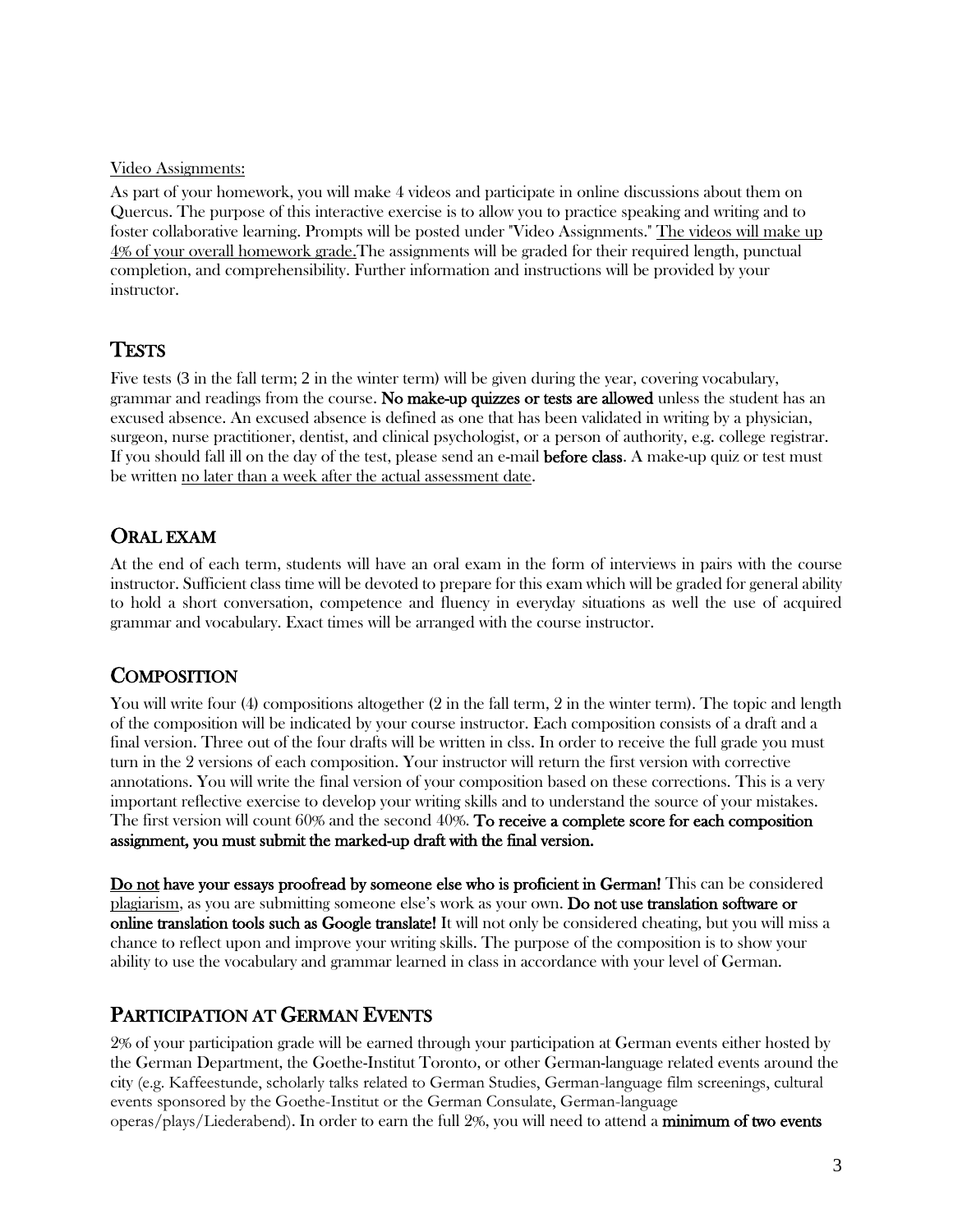Video Assignments:

As part of your homework, you will make 4 videos and participate in online discussions about them on Quercus. The purpose of this interactive exercise is to allow you to practice speaking and writing and to foster collaborative learning. Prompts will be posted under "Video Assignments." The videos will make up 4% of your overall homework grade.The assignments will be graded for their required length, punctual completion, and comprehensibility. Further information and instructions will be provided by your instructor.

## TESTS

Five tests (3 in the fall term; 2 in the winter term) will be given during the year, covering vocabulary, grammar and readings from the course. **No make-up quizzes or tests are allowed** unless the student has an excused absence. An excused absence is defined as one that has been validated in writing by a physician, surgeon, nurse practitioner, dentist, and clinical psychologist, or a person of authority, e.g. college registrar. If you should fall ill on the day of the test, please send an e-mail **before class**. A make-up quiz or test must be written no later than a week after the actual assessment date.

## ORAL EXAM

At the end of each term, students will have an oral exam in the form of interviews in pairs with the course instructor. Sufficient class time will be devoted to prepare for this exam which will be graded for general ability to hold a short conversation, competence and fluency in everyday situations as well the use of acquired grammar and vocabulary. Exact times will be arranged with the course instructor.

## COMPOSITION

You will write four (4) compositions altogether (2 in the fall term, 2 in the winter term). The topic and length of the composition will be indicated by your course instructor. Each composition consists of a draft and a final version. Three out of the four drafts will be written in clss. In order to receive the full grade you must turn in the 2 versions of each composition. Your instructor will return the first version with corrective annotations. You will write the final version of your composition based on these corrections. This is a very important reflective exercise to develop your writing skills and to understand the source of your mistakes. The first version will count 60% and the second 40%. **To receive a complete score for each composition assignment, you must submit the marked-up draft with the final version.**

**Do not have your essays proofread by someone else who is proficient in German!** This can be considered plagiarism, as you are submitting someone else's work as your own. **Do not use translation software or online translation tools such as Google translate!** It will not only be considered cheating, but you will miss a chance to reflect upon and improve your writing skills. The purpose of the composition is to show your ability to use the vocabulary and grammar learned in class in accordance with your level of German.

## PARTICIPATION AT GERMAN EVENTS

2% of your participation grade will be earned through your participation at German events either hosted by the German Department, the Goethe-Institut Toronto, or other German-language related events around the city (e.g. Kaffeestunde, scholarly talks related to German Studies, German-language film screenings, cultural events sponsored by the Goethe-Institut or the German Consulate, German-language operas/plays/Liederabend). In order to earn the full 2%, you will need to attend a **minimum of two events**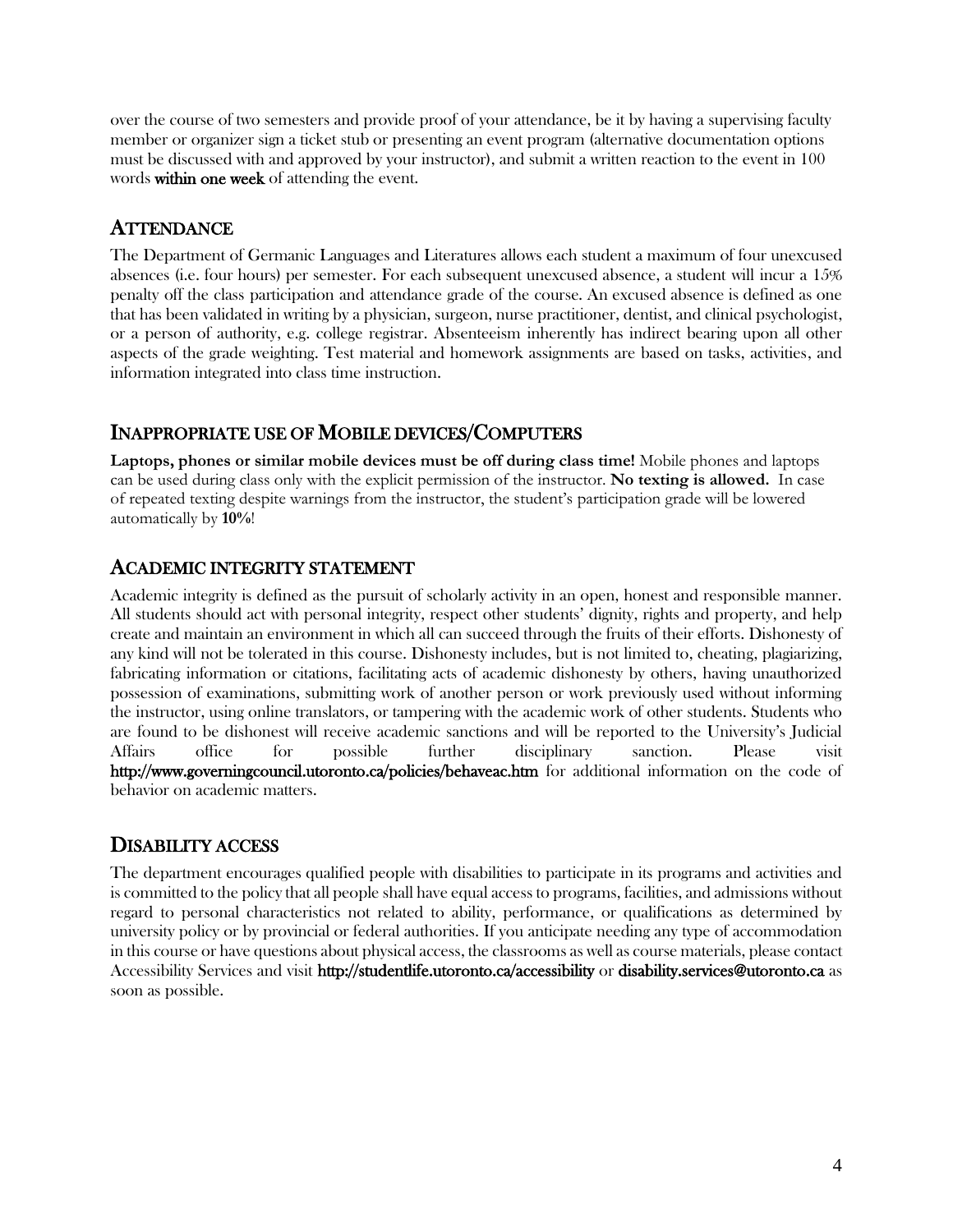over the course of two semesters and provide proof of your attendance, be it by having a supervising faculty member or organizer sign a ticket stub or presenting an event program (alternative documentation options must be discussed with and approved by your instructor), and submit a written reaction to the event in 100 words **within one week** of attending the event.

## ATTENDANCE

The Department of Germanic Languages and Literatures allows each student a maximum of four unexcused absences (i.e. four hours) per semester. For each subsequent unexcused absence, a student will incur a 15% penalty off the class participation and attendance grade of the course. An excused absence is defined as one that has been validated in writing by a physician, surgeon, nurse practitioner, dentist, and clinical psychologist, or a person of authority, e.g. college registrar. Absenteeism inherently has indirect bearing upon all other aspects of the grade weighting. Test material and homework assignments are based on tasks, activities, and information integrated into class time instruction.

## INAPPROPRIATE USE OF MOBILE DEVICES/COMPUTERS

**Laptops, phones or similar mobile devices must be off during class time!** Mobile phones and laptops can be used during class only with the explicit permission of the instructor. **No texting is allowed.** In case of repeated texting despite warnings from the instructor, the student's participation grade will be lowered automatically by **10%**!

## ACADEMIC INTEGRITY STATEMENT

Academic integrity is defined as the pursuit of scholarly activity in an open, honest and responsible manner. All students should act with personal integrity, respect other students' dignity, rights and property, and help create and maintain an environment in which all can succeed through the fruits of their efforts. Dishonesty of any kind will not be tolerated in this course. Dishonesty includes, but is not limited to, cheating, plagiarizing, fabricating information or citations, facilitating acts of academic dishonesty by others, having unauthorized possession of examinations, submitting work of another person or work previously used without informing the instructor, using online translators, or tampering with the academic work of other students. Students who are found to be dishonest will receive academic sanctions and will be reported to the University's Judicial Affairs office for possible further disciplinary sanction. Please visit **http://www.governingcouncil.utoronto.ca/policies/behaveac.htm** for additional information on the code of behavior on academic matters.

## DISABILITY ACCESS

The department encourages qualified people with disabilities to participate in its programs and activities and is committed to the policy that all people shall have equal access to programs, facilities, and admissions without regard to personal characteristics not related to ability, performance, or qualifications as determined by university policy or by provincial or federal authorities. If you anticipate needing any type of accommodation in this course or have questions about physical access, the classrooms as well as course materials, please contact Accessibility Services and visit **http://studentlife.utoronto.ca/accessibility** or **disability.services@utoronto.ca** as soon as possible.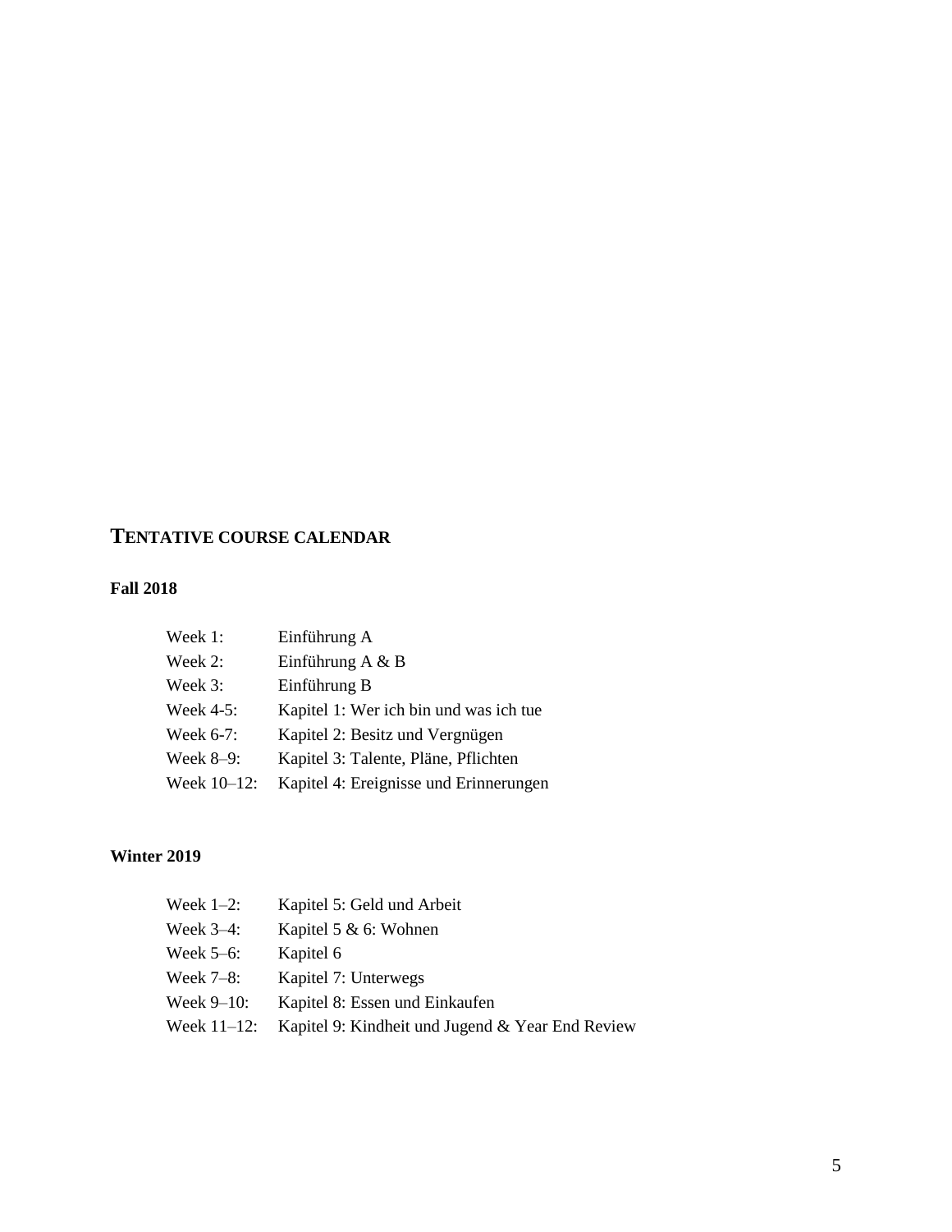## TENTATIVE COURSE CALENDAR

### Fall 2018

| | |
|---|---|
| Week 1: | Einführung A |
| Week 2: | Einführung A & B |
| Week 3: | Einführung B |
| Week 4-5: | Kapitel 1: Wer ich bin und was ich tue |
| Week 6-7: | Kapitel 2: Besitz und Vergnügen |
| Week 8–9: | Kapitel 3: Talente, Pläne, Pflichten |
| Week 10–12: | Kapitel 4: Ereignisse und Erinnerungen |

### Winter 2019

| | |
|---|---|
| Week 1–2: | Kapitel 5: Geld und Arbeit |
| Week 3–4: | Kapitel 5 & 6: Wohnen |
| Week 5–6: | Kapitel 6 |
| Week 7–8: | Kapitel 7: Unterwegs |
| Week 9–10: | Kapitel 8: Essen und Einkaufen |
| Week 11–12: | Kapitel 9: Kindheit und Jugend & Year End Review |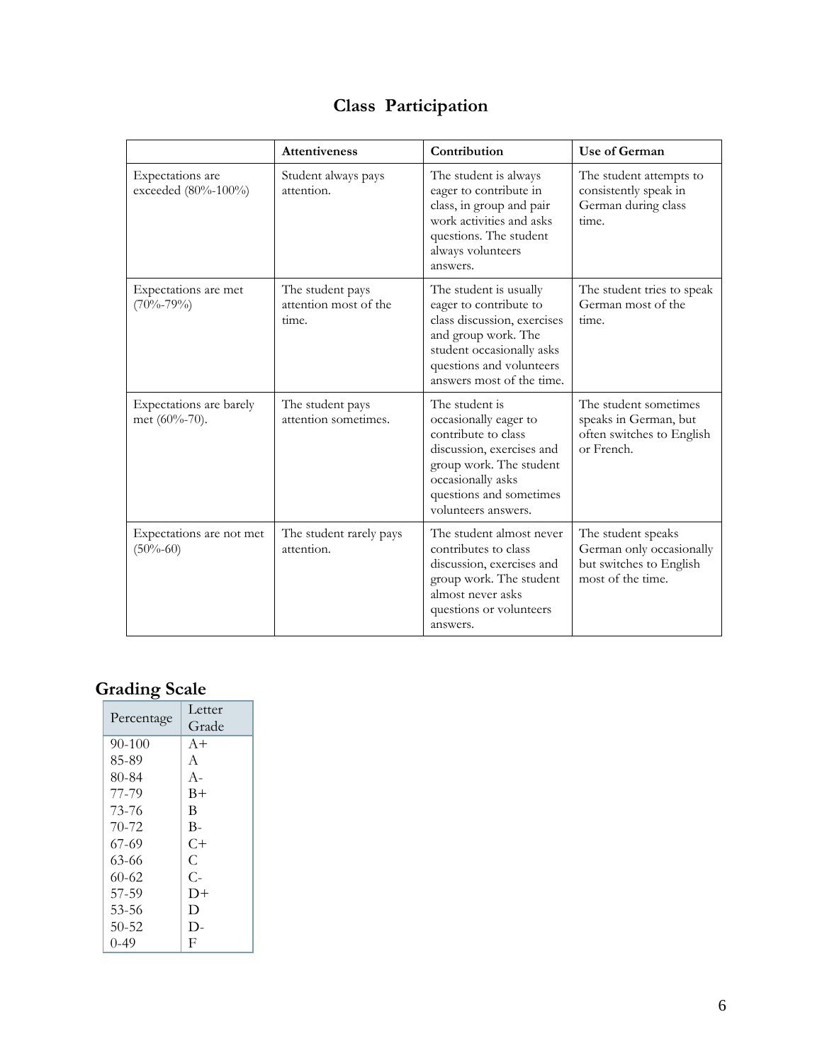# Class Participation

| | Attentiveness | Contribution | Use of German |
|---|---|---|---|
| Expectations are exceeded (80%-100%) | Student always pays attention. | The student is always eager to contribute in class, in group and pair work activities and asks questions. The student always volunteers answers. | The student attempts to consistently speak in German during class time. |
| Expectations are met (70%-79%) | The student pays attention most of the time. | The student is usually eager to contribute to class discussion, exercises and group work. The student occasionally asks questions and volunteers answers most of the time. | The student tries to speak German most of the time. |
| Expectations are barely met (60%-70). | The student pays attention sometimes. | The student is occasionally eager to contribute to class discussion, exercises and group work. The student occasionally asks questions and sometimes volunteers answers. | The student sometimes speaks in German, but often switches to English or French. |
| Expectations are not met (50%-60) | The student rarely pays attention. | The student almost never contributes to class discussion, exercises and group work. The student almost never asks questions or volunteers answers. | The student speaks German only occasionally but switches to English most of the time. |

## Grading Scale

| Percentage | Letter Grade |
|---|---|
| 90-100 | A+ |
| 85-89 | A |
| 80-84 | A- |
| 77-79 | B+ |
| 73-76 | B |
| 70-72 | B- |
| 67-69 | C+ |
| 63-66 | C |
| 60-62 | C- |
| 57-59 | D+ |
| 53-56 | D |
| 50-52 | D- |
| 0-49 | F |